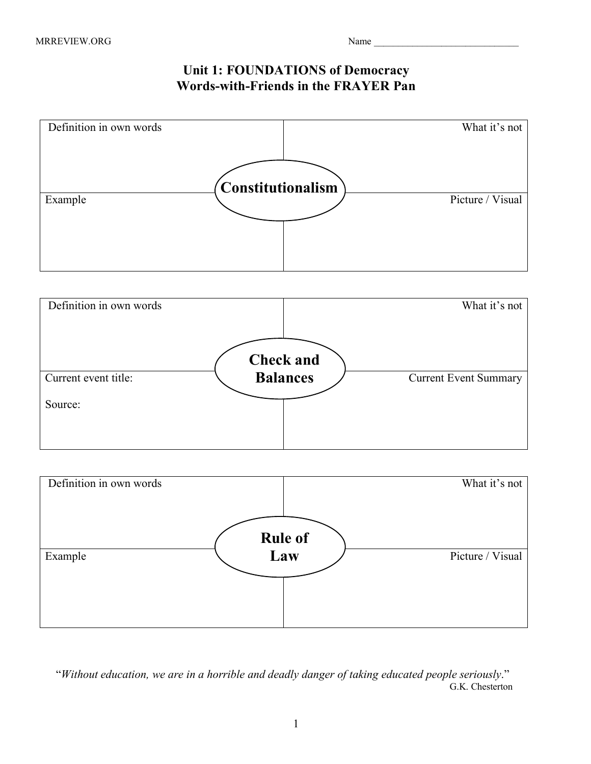MRREVIEW.ORG

Name ______________________________

# Unit 1: FOUNDATIONS of Democracy
## Words-with-Friends in the FRAYER Pan

### Constitutionalism

| Definition in own words | What it's not |
| --- | --- |
| | |
| **Example** | **Picture / Visual** |
| | |

### Check and Balances

| Definition in own words | What it's not |
| --- | --- |
| | |
| **Current event title:**<br><br>**Source:** | **Current Event Summary** |
| | |

### Rule of Law

| Definition in own words | What it's not |
| --- | --- |
| | |
| **Example** | **Picture / Visual** |
| | |

"*Without education, we are in a horrible and deadly danger of taking educated people seriously*."
G.K. Chesterton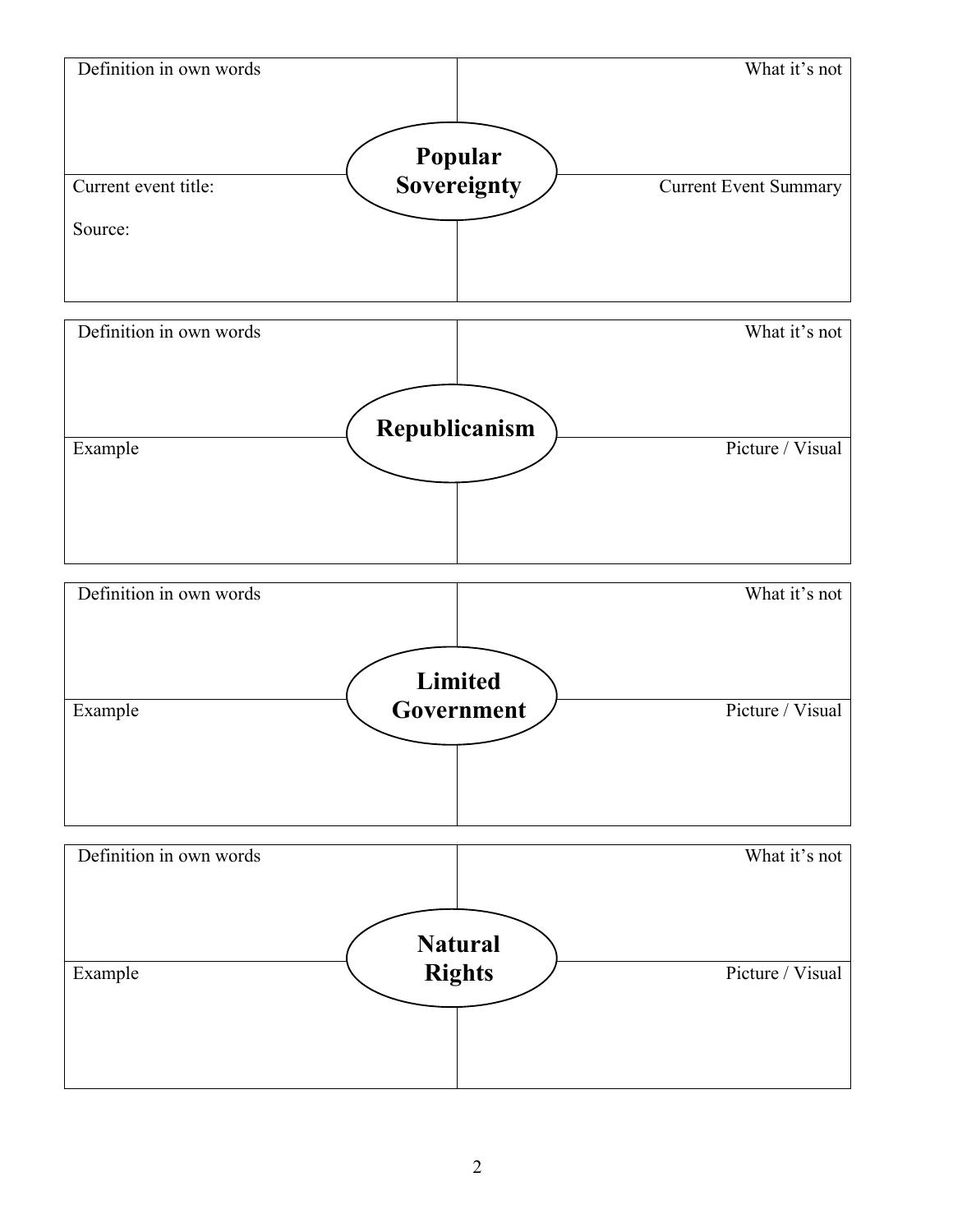## Popular Sovereignty

| Definition in own words | What it's not |
| --- | --- |
| Current event title:<br><br>Source: | Current Event Summary |

## Republicanism

| Definition in own words | What it's not |
| --- | --- |
| Example | Picture / Visual |

## Limited Government

| Definition in own words | What it's not |
| --- | --- |
| Example | Picture / Visual |

## Natural Rights

| Definition in own words | What it's not |
| --- | --- |
| Example | Picture / Visual |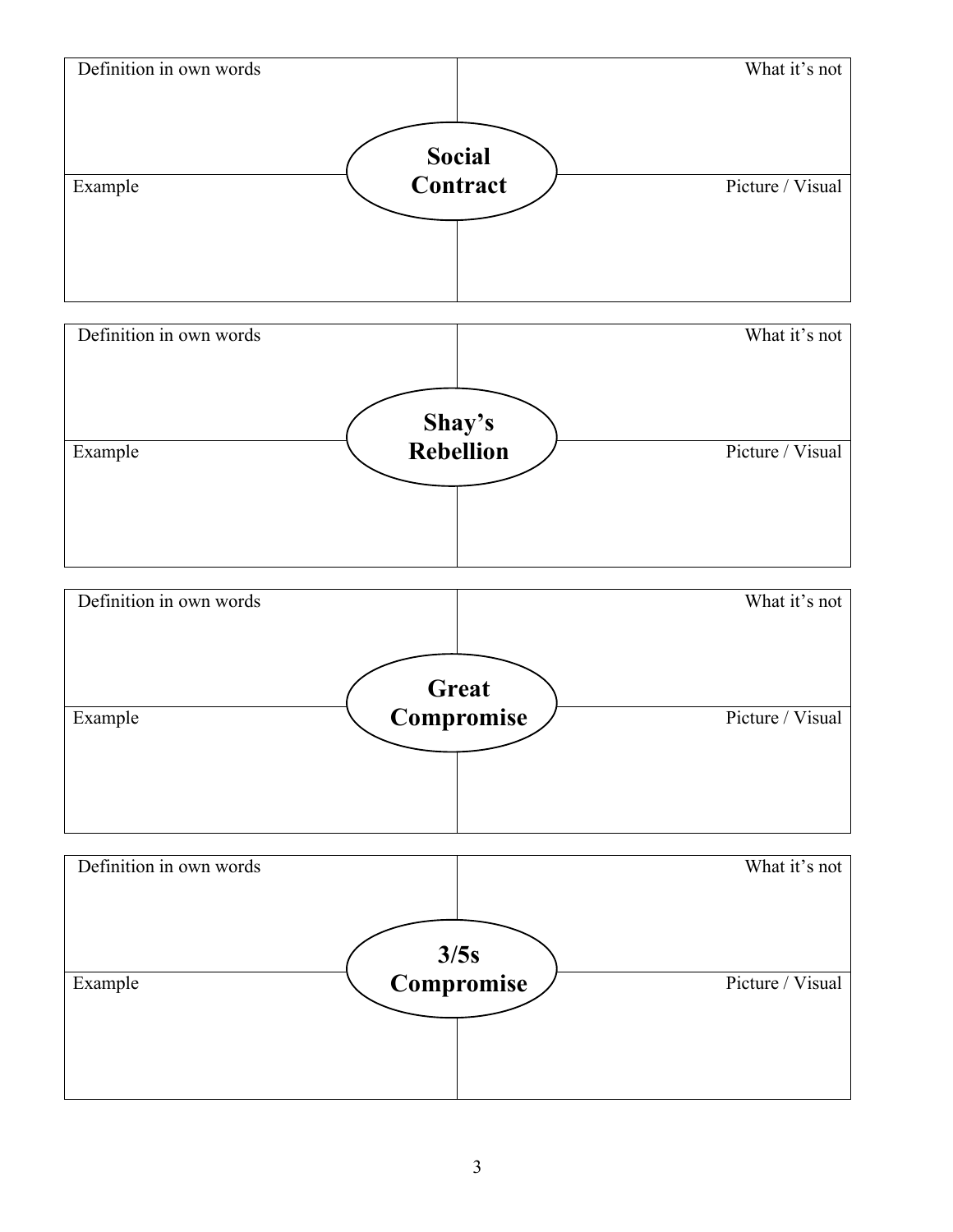| Definition in own words | What it's not |
|---|---|
| **Social Contract** | |
| Example | Picture / Visual |
| | |

| Definition in own words | What it's not |
|---|---|
| **Shay's Rebellion** | |
| Example | Picture / Visual |
| | |

| Definition in own words | What it's not |
|---|---|
| **Great Compromise** | |
| Example | Picture / Visual |
| | |

| Definition in own words | What it's not |
|---|---|
| **3/5s Compromise** | |
| Example | Picture / Visual |
| | |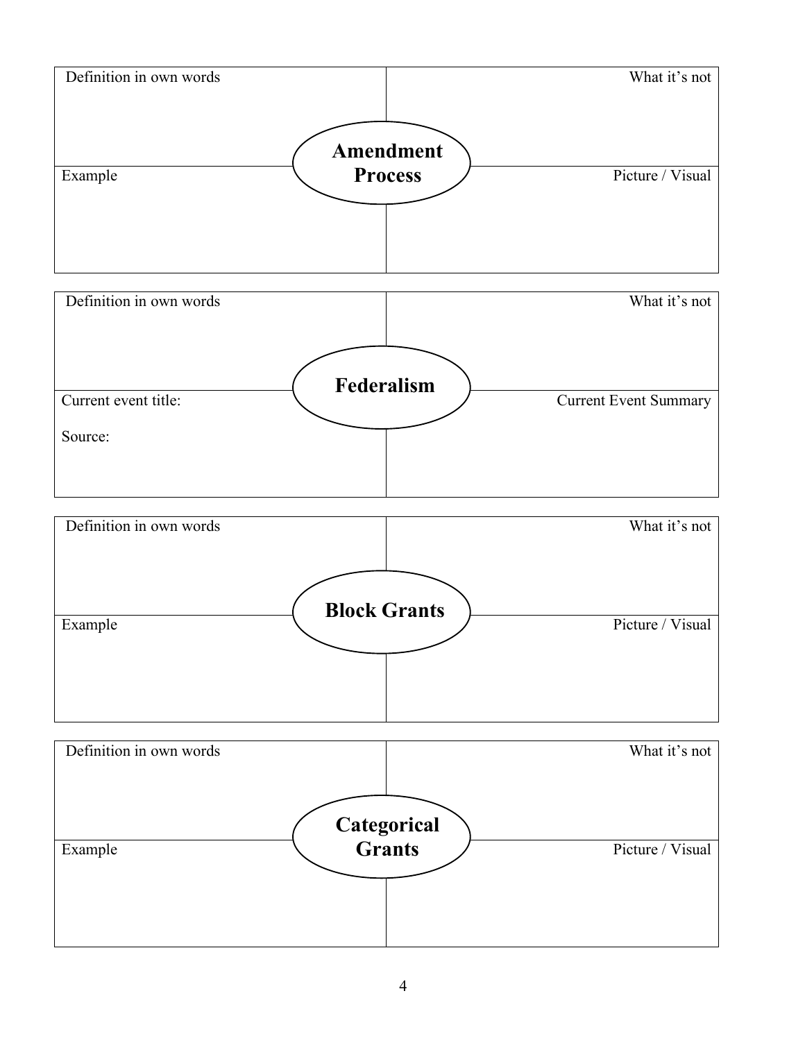## Amendment Process

| Definition in own words | What it's not |
| --- | --- |
| | |

| Example | Picture / Visual |
| --- | --- |
| | |

## Federalism

| Definition in own words | What it's not |
| --- | --- |
| | |

| Current event title:<br><br>Source: | Current Event Summary |
| --- | --- |
| | |

## Block Grants

| Definition in own words | What it's not |
| --- | --- |
| | |

| Example | Picture / Visual |
| --- | --- |
| | |

## Categorical Grants

| Definition in own words | What it's not |
| --- | --- |
| | |

| Example | Picture / Visual |
| --- | --- |
| | |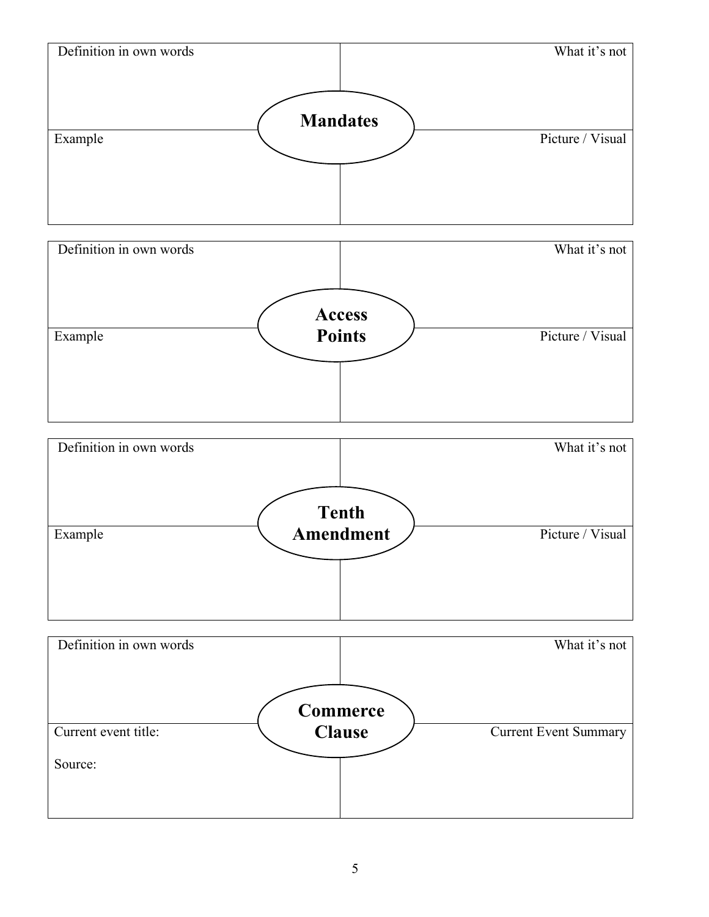**Mandates**

| Definition in own words | What it's not |
| --- | --- |
| | |
| **Example** | **Picture / Visual** |
| | |

**Access Points**

| Definition in own words | What it's not |
| --- | --- |
| | |
| **Example** | **Picture / Visual** |
| | |

**Tenth Amendment**

| Definition in own words | What it's not |
| --- | --- |
| | |
| **Example** | **Picture / Visual** |
| | |

**Commerce Clause**

| Definition in own words | What it's not |
| --- | --- |
| | |
| **Current event title:** | **Current Event Summary** |
| Source: | |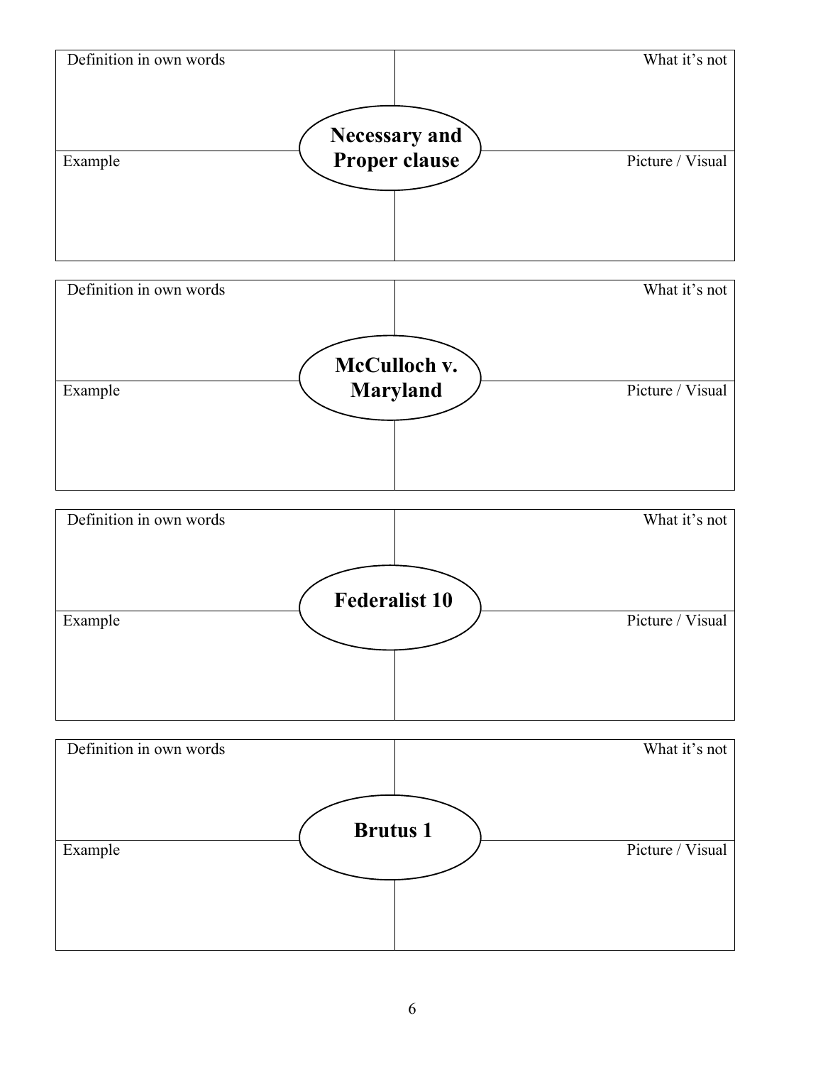| Definition in own words | What it's not |
|---|---|
| **Necessary and Proper clause** | |
| Example | Picture / Visual |

| Definition in own words | What it's not |
|---|---|
| **McCulloch v. Maryland** | |
| Example | Picture / Visual |

| Definition in own words | What it's not |
|---|---|
| **Federalist 10** | |
| Example | Picture / Visual |

| Definition in own words | What it's not |
|---|---|
| **Brutus 1** | |
| Example | Picture / Visual |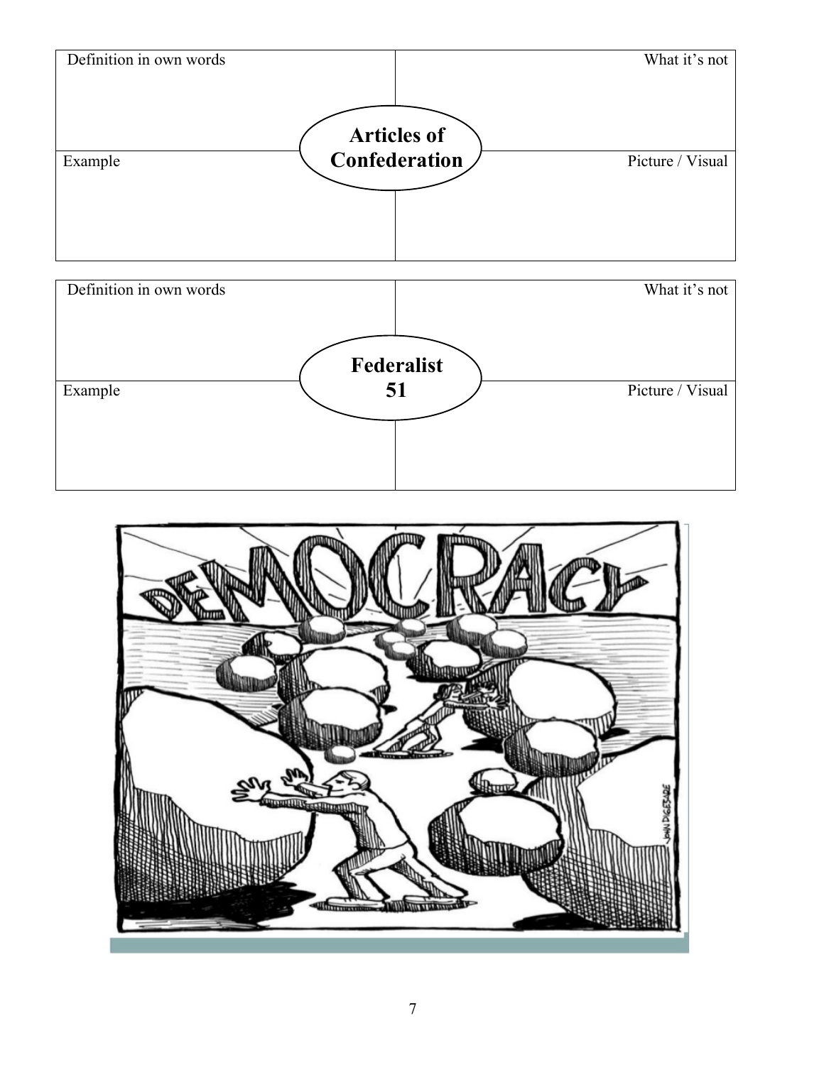| Definition in own words | What it's not |
| --- | --- |
| **Articles of Confederation** | |
| Example | Picture / Visual |

| Definition in own words | What it's not |
| --- | --- |
| **Federalist 51** | |
| Example | Picture / Visual |